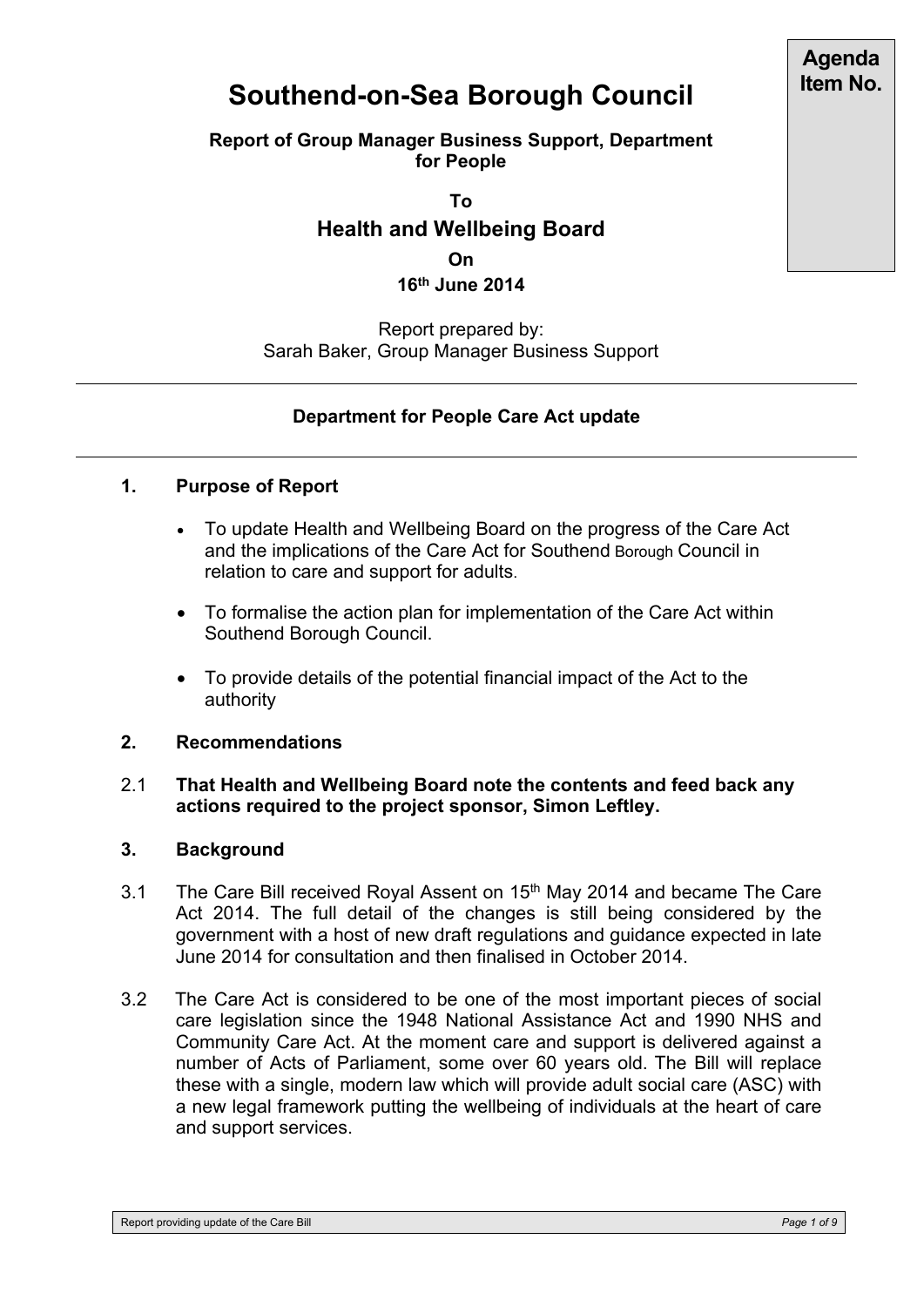Agenda Item No.

# Southend-on-Sea Borough Council

**Report of Group Manager Business Support, Department for People**

**To**

## Health and Wellbeing Board

**On**

**16th June 2014**

Report prepared by:
Sarah Baker, Group Manager Business Support

---

**Department for People Care Act update**

---

### 1. Purpose of Report

- To update Health and Wellbeing Board on the progress of the Care Act and the implications of the Care Act for Southend Borough Council in relation to care and support for adults.
- To formalise the action plan for implementation of the Care Act within Southend Borough Council.
- To provide details of the potential financial impact of the Act to the authority

### 2. Recommendations

2.1 **That Health and Wellbeing Board note the contents and feed back any actions required to the project sponsor, Simon Leftley.**

### 3. Background

3.1 The Care Bill received Royal Assent on 15th May 2014 and became The Care Act 2014. The full detail of the changes is still being considered by the government with a host of new draft regulations and guidance expected in late June 2014 for consultation and then finalised in October 2014.

3.2 The Care Act is considered to be one of the most important pieces of social care legislation since the 1948 National Assistance Act and 1990 NHS and Community Care Act. At the moment care and support is delivered against a number of Acts of Parliament, some over 60 years old. The Bill will replace these with a single, modern law which will provide adult social care (ASC) with a new legal framework putting the wellbeing of individuals at the heart of care and support services.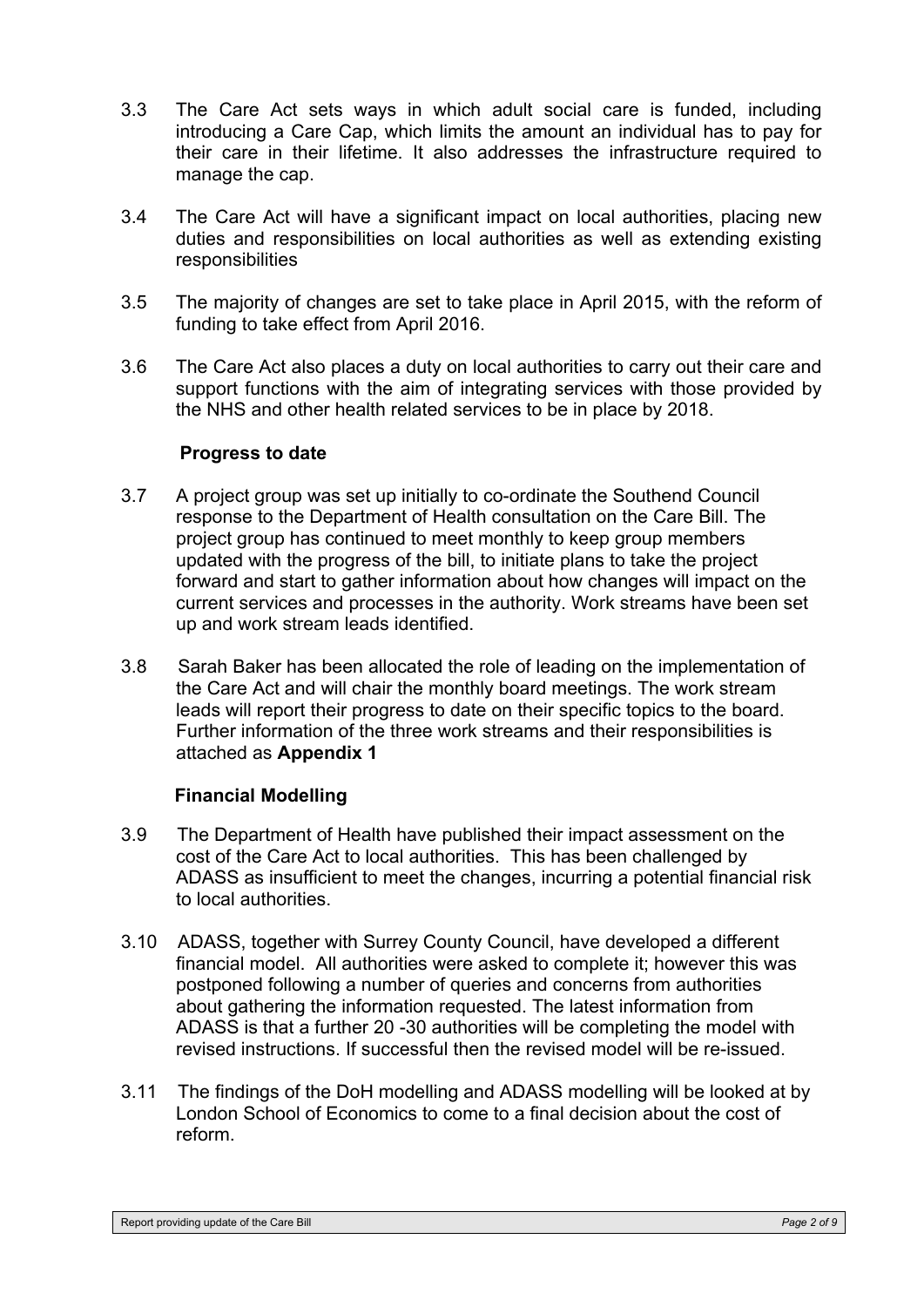3.3 The Care Act sets ways in which adult social care is funded, including introducing a Care Cap, which limits the amount an individual has to pay for their care in their lifetime. It also addresses the infrastructure required to manage the cap.

3.4 The Care Act will have a significant impact on local authorities, placing new duties and responsibilities on local authorities as well as extending existing responsibilities

3.5 The majority of changes are set to take place in April 2015, with the reform of funding to take effect from April 2016.

3.6 The Care Act also places a duty on local authorities to carry out their care and support functions with the aim of integrating services with those provided by the NHS and other health related services to be in place by 2018.

**Progress to date**

3.7 A project group was set up initially to co-ordinate the Southend Council response to the Department of Health consultation on the Care Bill. The project group has continued to meet monthly to keep group members updated with the progress of the bill, to initiate plans to take the project forward and start to gather information about how changes will impact on the current services and processes in the authority. Work streams have been set up and work stream leads identified.

3.8 Sarah Baker has been allocated the role of leading on the implementation of the Care Act and will chair the monthly board meetings. The work stream leads will report their progress to date on their specific topics to the board. Further information of the three work streams and their responsibilities is attached as **Appendix 1**

**Financial Modelling**

3.9 The Department of Health have published their impact assessment on the cost of the Care Act to local authorities. This has been challenged by ADASS as insufficient to meet the changes, incurring a potential financial risk to local authorities.

3.10 ADASS, together with Surrey County Council, have developed a different financial model. All authorities were asked to complete it; however this was postponed following a number of queries and concerns from authorities about gathering the information requested. The latest information from ADASS is that a further 20 -30 authorities will be completing the model with revised instructions. If successful then the revised model will be re-issued.

3.11 The findings of the DoH modelling and ADASS modelling will be looked at by London School of Economics to come to a final decision about the cost of reform.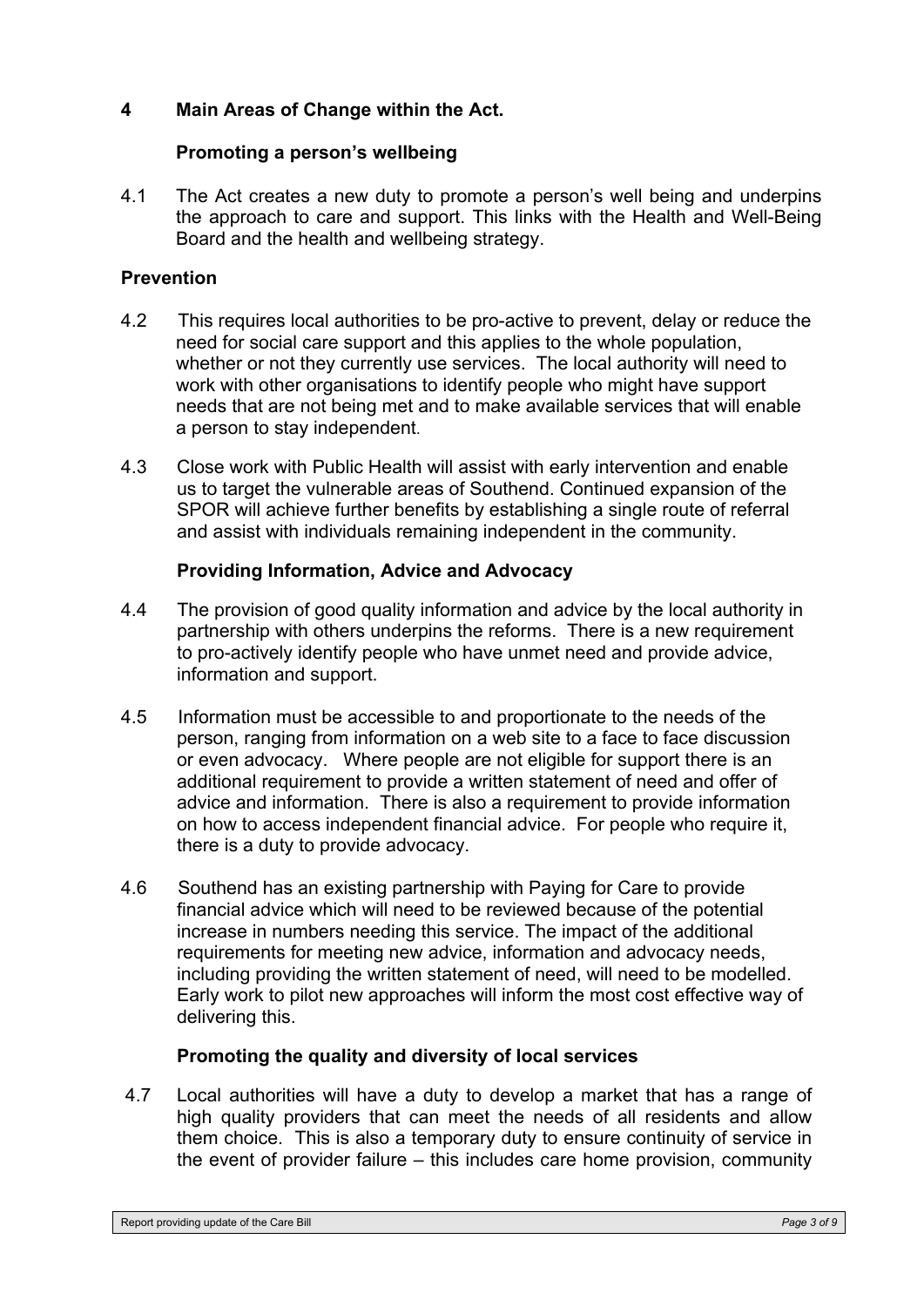## 4 Main Areas of Change within the Act.

### Promoting a person's wellbeing

4.1 The Act creates a new duty to promote a person's well being and underpins the approach to care and support. This links with the Health and Well-Being Board and the health and wellbeing strategy.

### Prevention

4.2 This requires local authorities to be pro-active to prevent, delay or reduce the need for social care support and this applies to the whole population, whether or not they currently use services. The local authority will need to work with other organisations to identify people who might have support needs that are not being met and to make available services that will enable a person to stay independent.

4.3 Close work with Public Health will assist with early intervention and enable us to target the vulnerable areas of Southend. Continued expansion of the SPOR will achieve further benefits by establishing a single route of referral and assist with individuals remaining independent in the community.

### Providing Information, Advice and Advocacy

4.4 The provision of good quality information and advice by the local authority in partnership with others underpins the reforms. There is a new requirement to pro-actively identify people who have unmet need and provide advice, information and support.

4.5 Information must be accessible to and proportionate to the needs of the person, ranging from information on a web site to a face to face discussion or even advocacy. Where people are not eligible for support there is an additional requirement to provide a written statement of need and offer of advice and information. There is also a requirement to provide information on how to access independent financial advice. For people who require it, there is a duty to provide advocacy.

4.6 Southend has an existing partnership with Paying for Care to provide financial advice which will need to be reviewed because of the potential increase in numbers needing this service. The impact of the additional requirements for meeting new advice, information and advocacy needs, including providing the written statement of need, will need to be modelled. Early work to pilot new approaches will inform the most cost effective way of delivering this.

### Promoting the quality and diversity of local services

4.7 Local authorities will have a duty to develop a market that has a range of high quality providers that can meet the needs of all residents and allow them choice. This is also a temporary duty to ensure continuity of service in the event of provider failure – this includes care home provision, community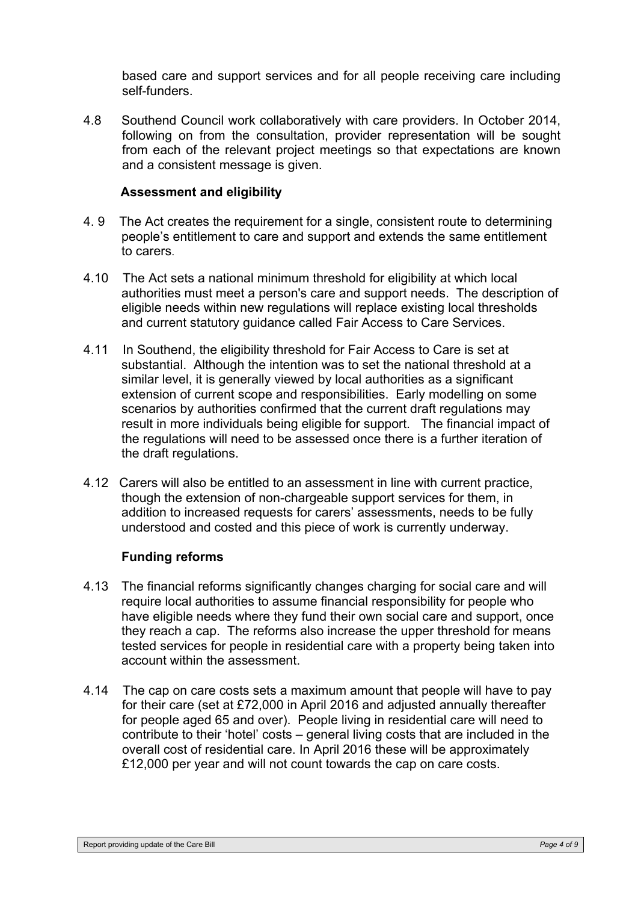based care and support services and for all people receiving care including self-funders.

4.8 Southend Council work collaboratively with care providers. In October 2014, following on from the consultation, provider representation will be sought from each of the relevant project meetings so that expectations are known and a consistent message is given.

**Assessment and eligibility**

4. 9 The Act creates the requirement for a single, consistent route to determining people's entitlement to care and support and extends the same entitlement to carers.

4.10 The Act sets a national minimum threshold for eligibility at which local authorities must meet a person's care and support needs. The description of eligible needs within new regulations will replace existing local thresholds and current statutory guidance called Fair Access to Care Services.

4.11 In Southend, the eligibility threshold for Fair Access to Care is set at substantial. Although the intention was to set the national threshold at a similar level, it is generally viewed by local authorities as a significant extension of current scope and responsibilities. Early modelling on some scenarios by authorities confirmed that the current draft regulations may result in more individuals being eligible for support. The financial impact of the regulations will need to be assessed once there is a further iteration of the draft regulations.

4.12 Carers will also be entitled to an assessment in line with current practice, though the extension of non-chargeable support services for them, in addition to increased requests for carers' assessments, needs to be fully understood and costed and this piece of work is currently underway.

**Funding reforms**

4.13 The financial reforms significantly changes charging for social care and will require local authorities to assume financial responsibility for people who have eligible needs where they fund their own social care and support, once they reach a cap. The reforms also increase the upper threshold for means tested services for people in residential care with a property being taken into account within the assessment.

4.14 The cap on care costs sets a maximum amount that people will have to pay for their care (set at £72,000 in April 2016 and adjusted annually thereafter for people aged 65 and over). People living in residential care will need to contribute to their 'hotel' costs – general living costs that are included in the overall cost of residential care. In April 2016 these will be approximately £12,000 per year and will not count towards the cap on care costs.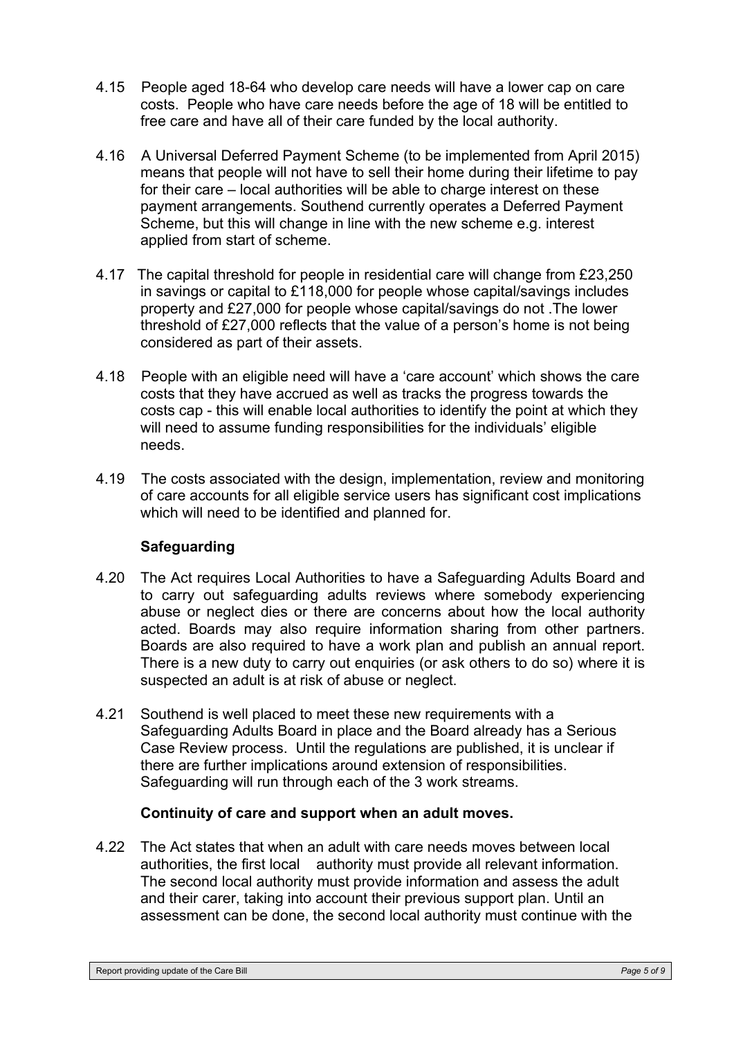4.15 People aged 18-64 who develop care needs will have a lower cap on care costs. People who have care needs before the age of 18 will be entitled to free care and have all of their care funded by the local authority.

4.16 A Universal Deferred Payment Scheme (to be implemented from April 2015) means that people will not have to sell their home during their lifetime to pay for their care – local authorities will be able to charge interest on these payment arrangements. Southend currently operates a Deferred Payment Scheme, but this will change in line with the new scheme e.g. interest applied from start of scheme.

4.17 The capital threshold for people in residential care will change from £23,250 in savings or capital to £118,000 for people whose capital/savings includes property and £27,000 for people whose capital/savings do not .The lower threshold of £27,000 reflects that the value of a person's home is not being considered as part of their assets.

4.18 People with an eligible need will have a 'care account' which shows the care costs that they have accrued as well as tracks the progress towards the costs cap - this will enable local authorities to identify the point at which they will need to assume funding responsibilities for the individuals' eligible needs.

4.19 The costs associated with the design, implementation, review and monitoring of care accounts for all eligible service users has significant cost implications which will need to be identified and planned for.

**Safeguarding**

4.20 The Act requires Local Authorities to have a Safeguarding Adults Board and to carry out safeguarding adults reviews where somebody experiencing abuse or neglect dies or there are concerns about how the local authority acted. Boards may also require information sharing from other partners. Boards are also required to have a work plan and publish an annual report. There is a new duty to carry out enquiries (or ask others to do so) where it is suspected an adult is at risk of abuse or neglect.

4.21 Southend is well placed to meet these new requirements with a Safeguarding Adults Board in place and the Board already has a Serious Case Review process. Until the regulations are published, it is unclear if there are further implications around extension of responsibilities. Safeguarding will run through each of the 3 work streams.

**Continuity of care and support when an adult moves.**

4.22 The Act states that when an adult with care needs moves between local authorities, the first local authority must provide all relevant information. The second local authority must provide information and assess the adult and their carer, taking into account their previous support plan. Until an assessment can be done, the second local authority must continue with the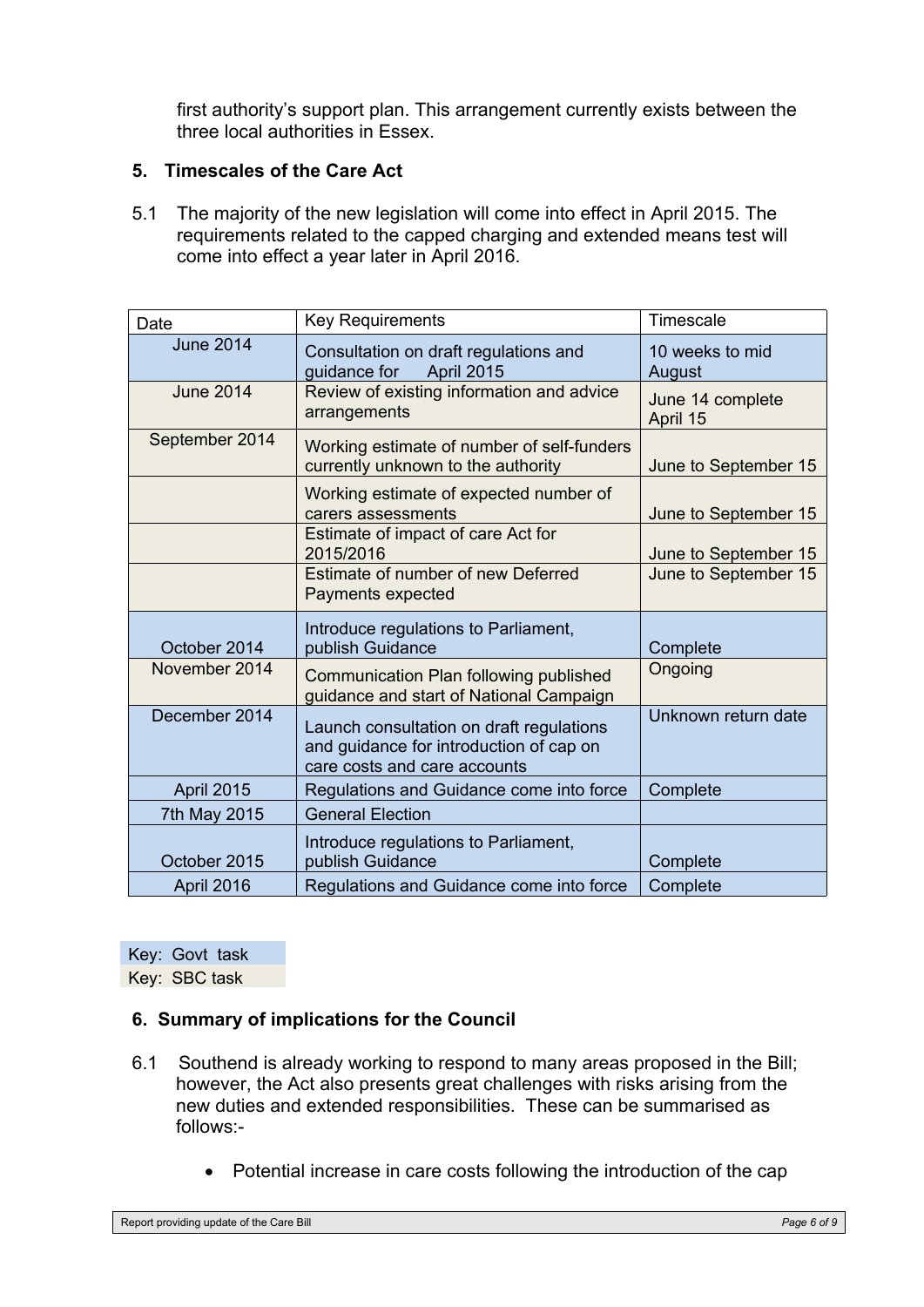first authority's support plan. This arrangement currently exists between the three local authorities in Essex.

## 5. Timescales of the Care Act

5.1 The majority of the new legislation will come into effect in April 2015. The requirements related to the capped charging and extended means test will come into effect a year later in April 2016.

| Date | Key Requirements | Timescale |
|---|---|---|
| June 2014 | Consultation on draft regulations and guidance for April 2015 | 10 weeks to mid August |
| June 2014 | Review of existing information and advice arrangements | June 14 complete April 15 |
| September 2014 | Working estimate of number of self-funders currently unknown to the authority | June to September 15 |
| | Working estimate of expected number of carers assessments | June to September 15 |
| | Estimate of impact of care Act for 2015/2016 | June to September 15 |
| | Estimate of number of new Deferred Payments expected | June to September 15 |
| October 2014 | Introduce regulations to Parliament, publish Guidance | Complete |
| November 2014 | Communication Plan following published guidance and start of National Campaign | Ongoing |
| December 2014 | Launch consultation on draft regulations and guidance for introduction of cap on care costs and care accounts | Unknown return date |
| April 2015 | Regulations and Guidance come into force | Complete |
| 7th May 2015 | General Election | |
| October 2015 | Introduce regulations to Parliament, publish Guidance | Complete |
| April 2016 | Regulations and Guidance come into force | Complete |

Key: Govt task
Key: SBC task

## 6. Summary of implications for the Council

6.1 Southend is already working to respond to many areas proposed in the Bill; however, the Act also presents great challenges with risks arising from the new duties and extended responsibilities. These can be summarised as follows:-

- Potential increase in care costs following the introduction of the cap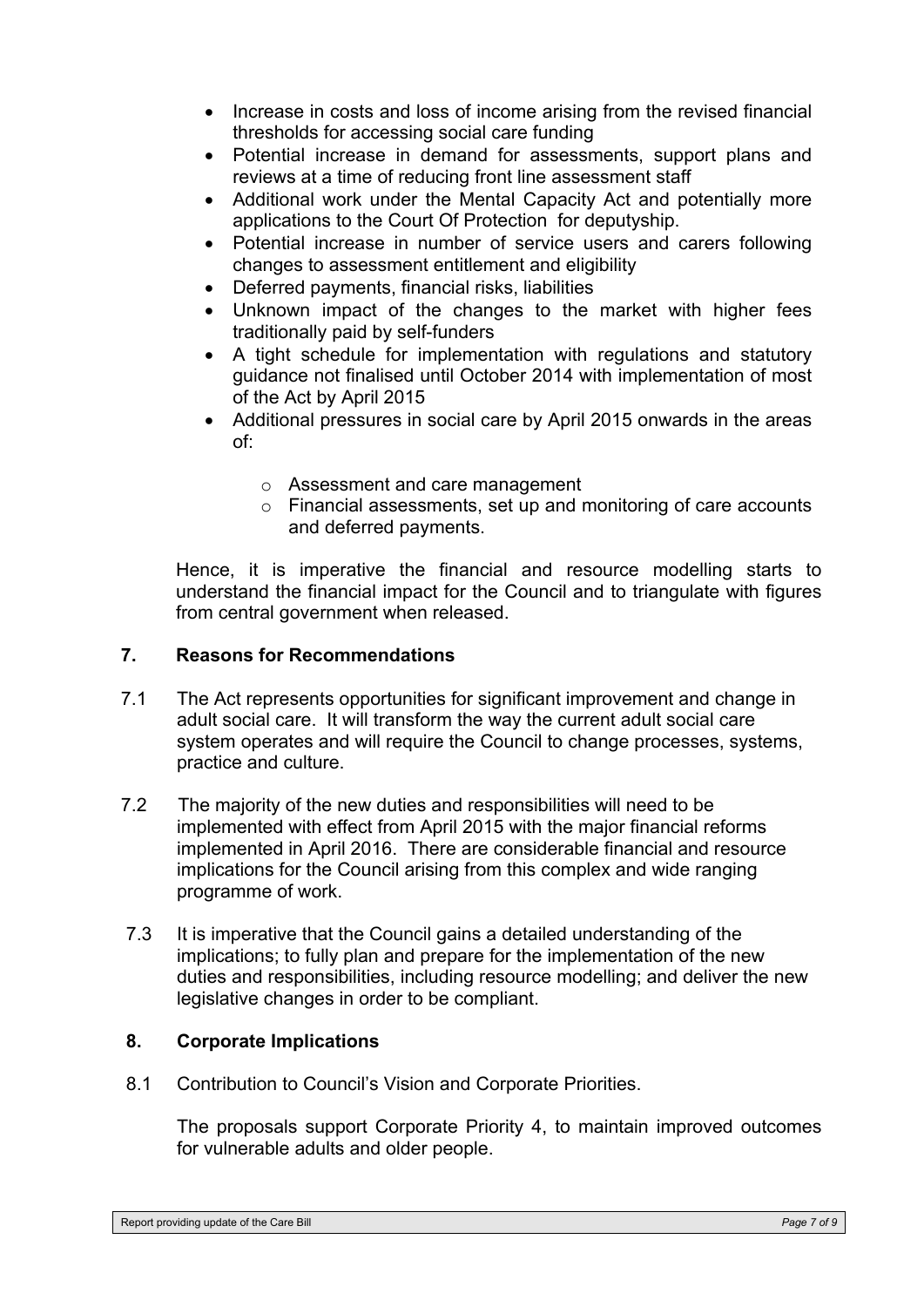- Increase in costs and loss of income arising from the revised financial thresholds for accessing social care funding
- Potential increase in demand for assessments, support plans and reviews at a time of reducing front line assessment staff
- Additional work under the Mental Capacity Act and potentially more applications to the Court Of Protection for deputyship.
- Potential increase in number of service users and carers following changes to assessment entitlement and eligibility
- Deferred payments, financial risks, liabilities
- Unknown impact of the changes to the market with higher fees traditionally paid by self-funders
- A tight schedule for implementation with regulations and statutory guidance not finalised until October 2014 with implementation of most of the Act by April 2015
- Additional pressures in social care by April 2015 onwards in the areas of:
  - Assessment and care management
  - Financial assessments, set up and monitoring of care accounts and deferred payments.

Hence, it is imperative the financial and resource modelling starts to understand the financial impact for the Council and to triangulate with figures from central government when released.

## 7. Reasons for Recommendations

7.1 The Act represents opportunities for significant improvement and change in adult social care. It will transform the way the current adult social care system operates and will require the Council to change processes, systems, practice and culture.

7.2 The majority of the new duties and responsibilities will need to be implemented with effect from April 2015 with the major financial reforms implemented in April 2016. There are considerable financial and resource implications for the Council arising from this complex and wide ranging programme of work.

7.3 It is imperative that the Council gains a detailed understanding of the implications; to fully plan and prepare for the implementation of the new duties and responsibilities, including resource modelling; and deliver the new legislative changes in order to be compliant.

## 8. Corporate Implications

8.1 Contribution to Council's Vision and Corporate Priorities.

The proposals support Corporate Priority 4, to maintain improved outcomes for vulnerable adults and older people.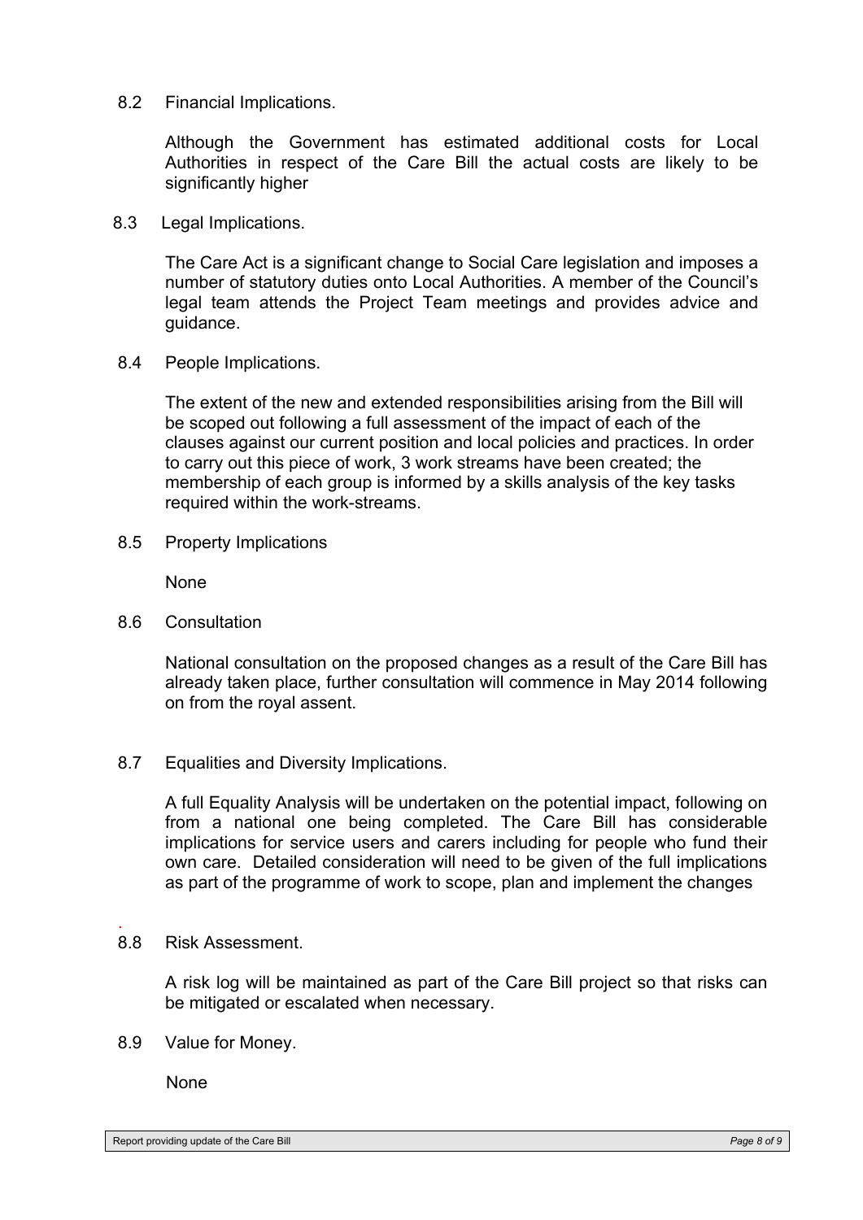8.2 Financial Implications.

Although the Government has estimated additional costs for Local Authorities in respect of the Care Bill the actual costs are likely to be significantly higher

8.3 Legal Implications.

The Care Act is a significant change to Social Care legislation and imposes a number of statutory duties onto Local Authorities. A member of the Council's legal team attends the Project Team meetings and provides advice and guidance.

8.4 People Implications.

The extent of the new and extended responsibilities arising from the Bill will be scoped out following a full assessment of the impact of each of the clauses against our current position and local policies and practices. In order to carry out this piece of work, 3 work streams have been created; the membership of each group is informed by a skills analysis of the key tasks required within the work-streams.

8.5 Property Implications

None

8.6 Consultation

National consultation on the proposed changes as a result of the Care Bill has already taken place, further consultation will commence in May 2014 following on from the royal assent.

8.7 Equalities and Diversity Implications.

A full Equality Analysis will be undertaken on the potential impact, following on from a national one being completed. The Care Bill has considerable implications for service users and carers including for people who fund their own care. Detailed consideration will need to be given of the full implications as part of the programme of work to scope, plan and implement the changes

8.8 Risk Assessment.

A risk log will be maintained as part of the Care Bill project so that risks can be mitigated or escalated when necessary.

8.9 Value for Money.

None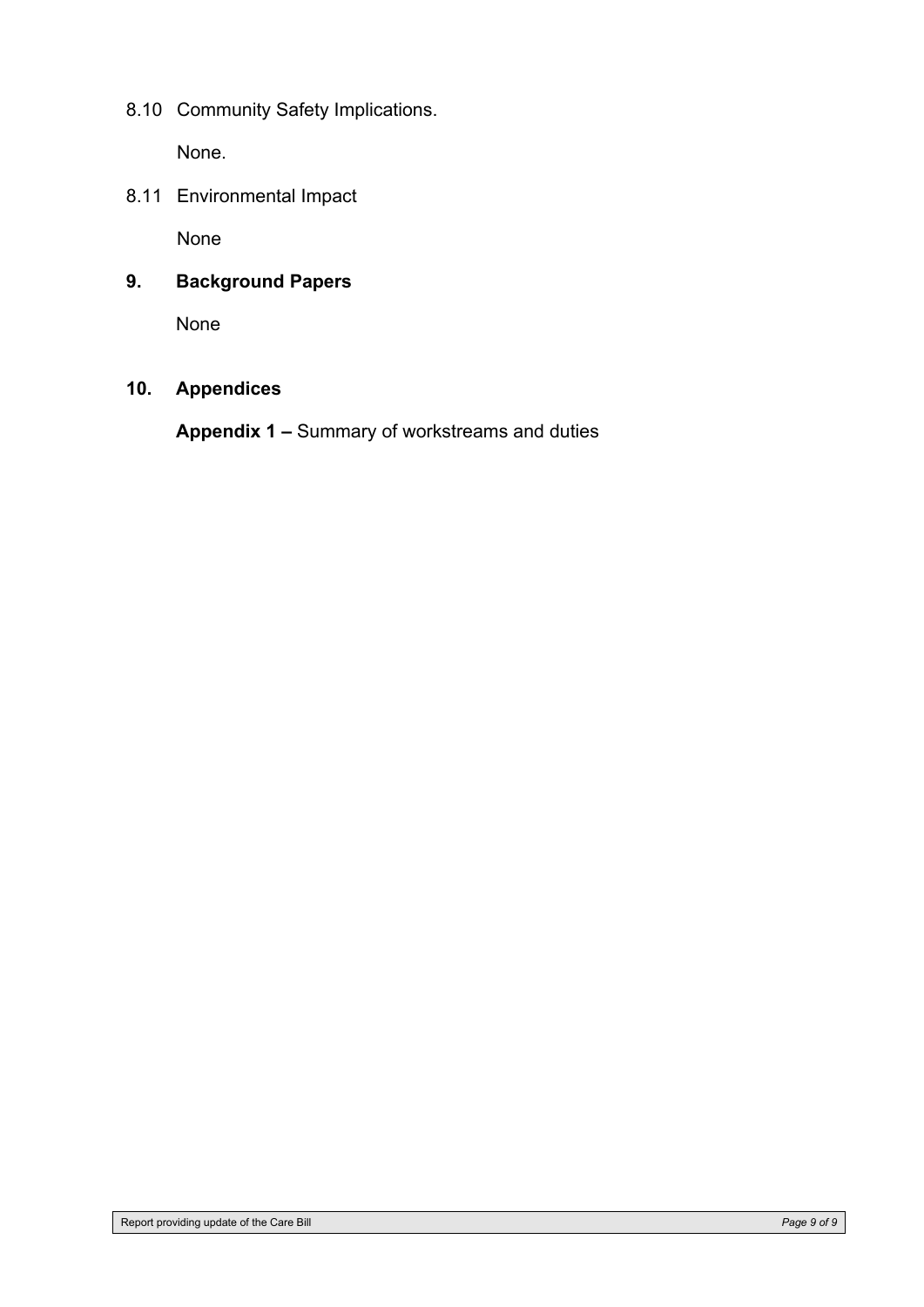8.10 Community Safety Implications.

None.

8.11 Environmental Impact

None

## 9. Background Papers

None

## 10. Appendices

**Appendix 1 –** Summary of workstreams and duties